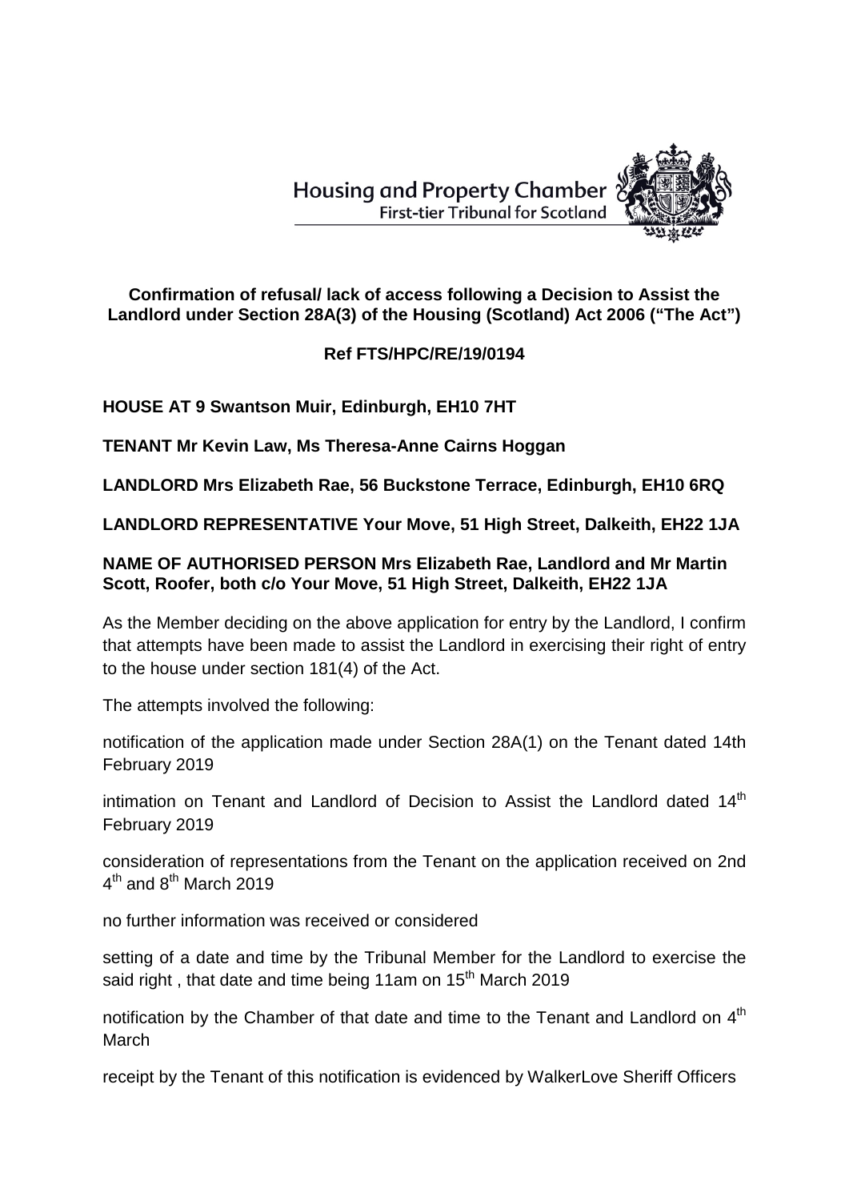Housing and Property Chamber
First-tier Tribunal for Scotland

**Confirmation of refusal/ lack of access following a Decision to Assist the Landlord under Section 28A(3) of the Housing (Scotland) Act 2006 ("The Act")**

**Ref FTS/HPC/RE/19/0194**

**HOUSE AT 9 Swantson Muir, Edinburgh, EH10 7HT**

**TENANT Mr Kevin Law, Ms Theresa-Anne Cairns Hoggan**

**LANDLORD Mrs Elizabeth Rae, 56 Buckstone Terrace, Edinburgh, EH10 6RQ**

**LANDLORD REPRESENTATIVE Your Move, 51 High Street, Dalkeith, EH22 1JA**

**NAME OF AUTHORISED PERSON Mrs Elizabeth Rae, Landlord and Mr Martin Scott, Roofer, both c/o Your Move, 51 High Street, Dalkeith, EH22 1JA**

As the Member deciding on the above application for entry by the Landlord, I confirm that attempts have been made to assist the Landlord in exercising their right of entry to the house under section 181(4) of the Act.

The attempts involved the following:

notification of the application made under Section 28A(1) on the Tenant dated 14th February 2019

intimation on Tenant and Landlord of Decision to Assist the Landlord dated 14th February 2019

consideration of representations from the Tenant on the application received on 2nd 4th and 8th March 2019

no further information was received or considered

setting of a date and time by the Tribunal Member for the Landlord to exercise the said right , that date and time being 11am on 15th March 2019

notification by the Chamber of that date and time to the Tenant and Landlord on 4th March

receipt by the Tenant of this notification is evidenced by WalkerLove Sheriff Officers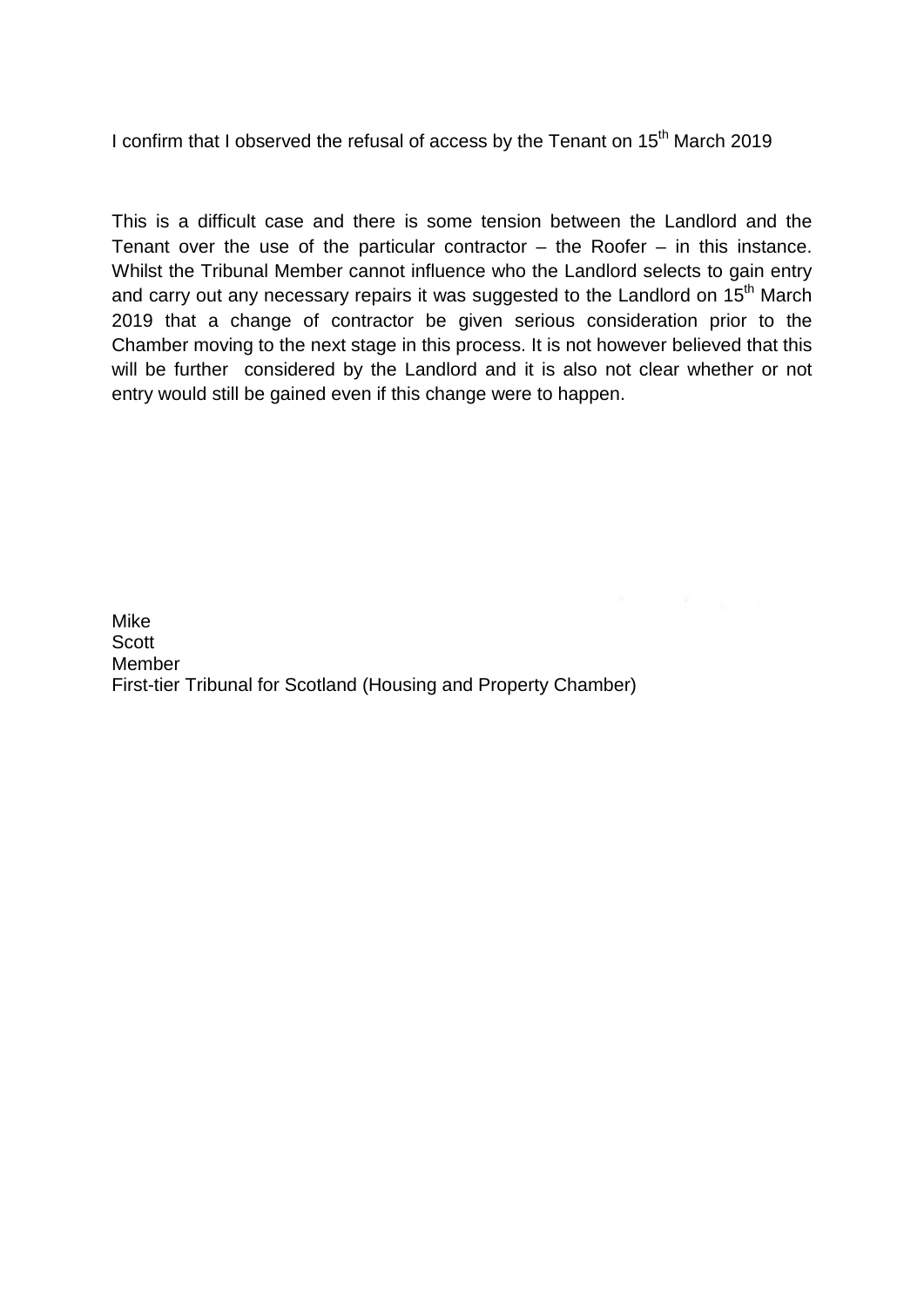I confirm that I observed the refusal of access by the Tenant on 15th March 2019

This is a difficult case and there is some tension between the Landlord and the Tenant over the use of the particular contractor – the Roofer – in this instance. Whilst the Tribunal Member cannot influence who the Landlord selects to gain entry and carry out any necessary repairs it was suggested to the Landlord on 15th March 2019 that a change of contractor be given serious consideration prior to the Chamber moving to the next stage in this process. It is not however believed that this will be further considered by the Landlord and it is also not clear whether or not entry would still be gained even if this change were to happen.

Mike
Scott
Member
First-tier Tribunal for Scotland (Housing and Property Chamber)